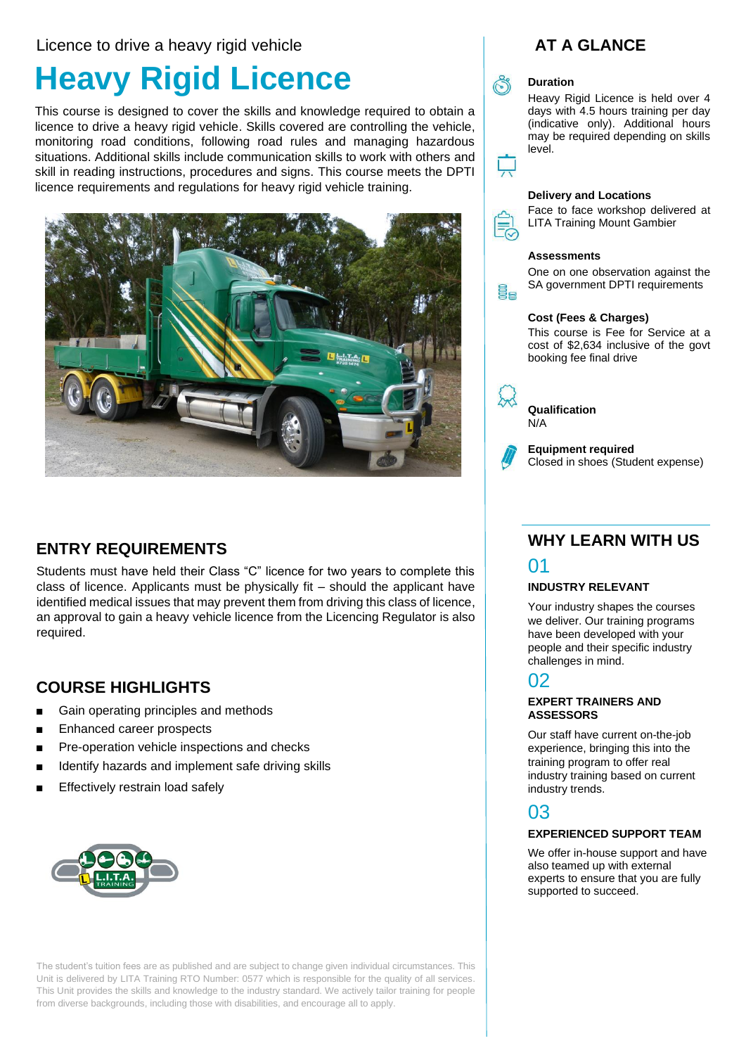Licence to drive a heavy rigid vehicle

# Heavy Rigid Licence

This course is designed to cover the skills and knowledge required to obtain a licence to drive a heavy rigid vehicle. Skills covered are controlling the vehicle, monitoring road conditions, following road rules and managing hazardous situations. Additional skills include communication skills to work with others and skill in reading instructions, procedures and signs. This course meets the DPTI licence requirements and regulations for heavy rigid vehicle training.

## ENTRY REQUIREMENTS

Students must have held their Class "C" licence for two years to complete this class of licence. Applicants must be physically fit – should the applicant have identified medical issues that may prevent them from driving this class of licence, an approval to gain a heavy vehicle licence from the Licencing Regulator is also required.

## COURSE HIGHLIGHTS

- Gain operating principles and methods
- Enhanced career prospects
- Pre-operation vehicle inspections and checks
- Identify hazards and implement safe driving skills
- Effectively restrain load safely

The student's tuition fees are as published and are subject to change given individual circumstances. This Unit is delivered by LITA Training RTO Number: 0577 which is responsible for the quality of all services. This Unit provides the skills and knowledge to the industry standard. We actively tailor training for people from diverse backgrounds, including those with disabilities, and encourage all to apply.

## AT A GLANCE

**Duration**

Heavy Rigid Licence is held over 4 days with 4.5 hours training per day (indicative only). Additional hours may be required depending on skills level.

**Delivery and Locations**

Face to face workshop delivered at LITA Training Mount Gambier

**Assessments**

One on one observation against the SA government DPTI requirements

**Cost (Fees & Charges)**

This course is Fee for Service at a cost of $2,634 inclusive of the govt booking fee final drive

**Qualification**

N/A

**Equipment required**

Closed in shoes (Student expense)

## WHY LEARN WITH US

### 01

**INDUSTRY RELEVANT**

Your industry shapes the courses we deliver. Our training programs have been developed with your people and their specific industry challenges in mind.

### 02

**EXPERT TRAINERS AND ASSESSORS**

Our staff have current on-the-job experience, bringing this into the training program to offer real industry training based on current industry trends.

### 03

**EXPERIENCED SUPPORT TEAM**

We offer in-house support and have also teamed up with external experts to ensure that you are fully supported to succeed.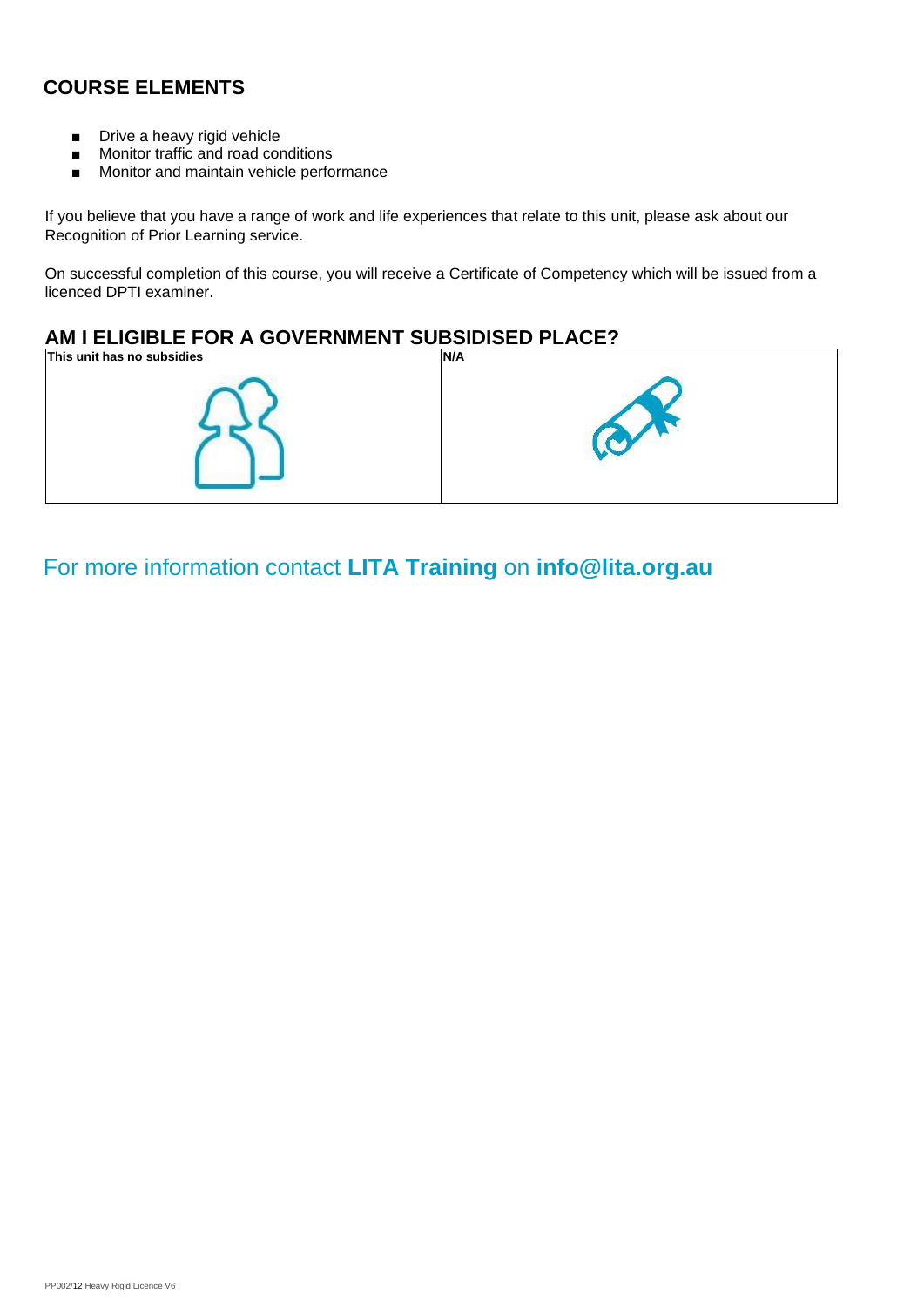## COURSE ELEMENTS

- Drive a heavy rigid vehicle
- Monitor traffic and road conditions
- Monitor and maintain vehicle performance

If you believe that you have a range of work and life experiences that relate to this unit, please ask about our Recognition of Prior Learning service.

On successful completion of this course, you will receive a Certificate of Competency which will be issued from a licenced DPTI examiner.

## AM I ELIGIBLE FOR A GOVERNMENT SUBSIDISED PLACE?

| This unit has no subsidies | N/A |
| --- | --- |

For more information contact **LITA Training** on **info@lita.org.au**

PP002/12 Heavy Rigid Licence V6